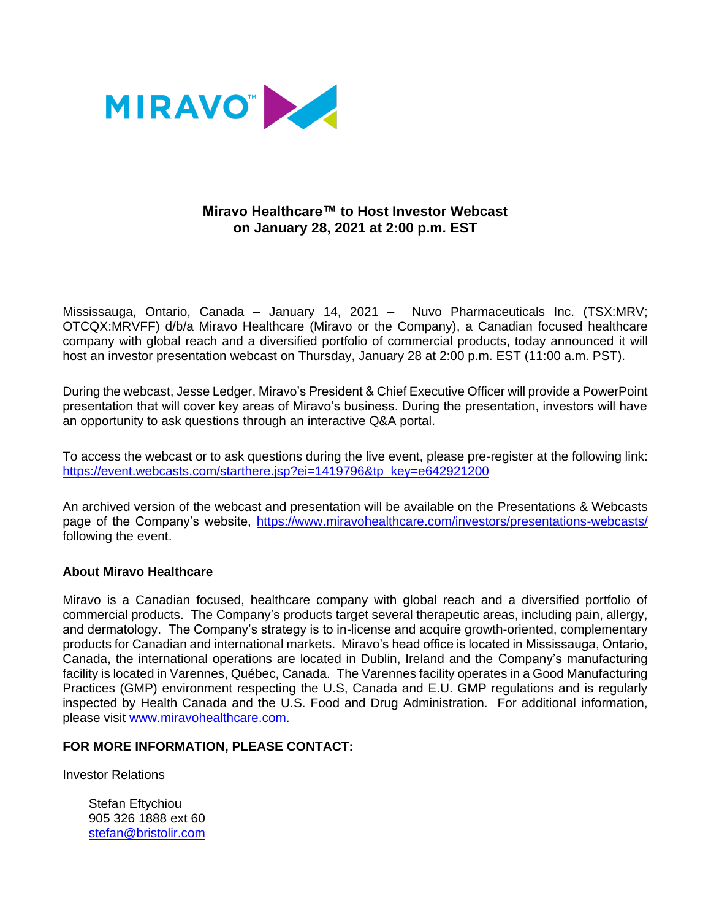MIRAVO™

# Miravo Healthcare™ to Host Investor Webcast on January 28, 2021 at 2:00 p.m. EST

Mississauga, Ontario, Canada – January 14, 2021 – Nuvo Pharmaceuticals Inc. (TSX:MRV; OTCQX:MRVFF) d/b/a Miravo Healthcare (Miravo or the Company), a Canadian focused healthcare company with global reach and a diversified portfolio of commercial products, today announced it will host an investor presentation webcast on Thursday, January 28 at 2:00 p.m. EST (11:00 a.m. PST).

During the webcast, Jesse Ledger, Miravo's President & Chief Executive Officer will provide a PowerPoint presentation that will cover key areas of Miravo's business. During the presentation, investors will have an opportunity to ask questions through an interactive Q&A portal.

To access the webcast or to ask questions during the live event, please pre-register at the following link: https://event.webcasts.com/starthere.jsp?ei=1419796&tp_key=e642921200

An archived version of the webcast and presentation will be available on the Presentations & Webcasts page of the Company's website, https://www.miravohealthcare.com/investors/presentations-webcasts/ following the event.

**About Miravo Healthcare**

Miravo is a Canadian focused, healthcare company with global reach and a diversified portfolio of commercial products. The Company's products target several therapeutic areas, including pain, allergy, and dermatology. The Company's strategy is to in-license and acquire growth-oriented, complementary products for Canadian and international markets. Miravo's head office is located in Mississauga, Ontario, Canada, the international operations are located in Dublin, Ireland and the Company's manufacturing facility is located in Varennes, Québec, Canada. The Varennes facility operates in a Good Manufacturing Practices (GMP) environment respecting the U.S, Canada and E.U. GMP regulations and is regularly inspected by Health Canada and the U.S. Food and Drug Administration. For additional information, please visit www.miravohealthcare.com.

**FOR MORE INFORMATION, PLEASE CONTACT:**

Investor Relations

Stefan Eftychiou
905 326 1888 ext 60
stefan@bristolir.com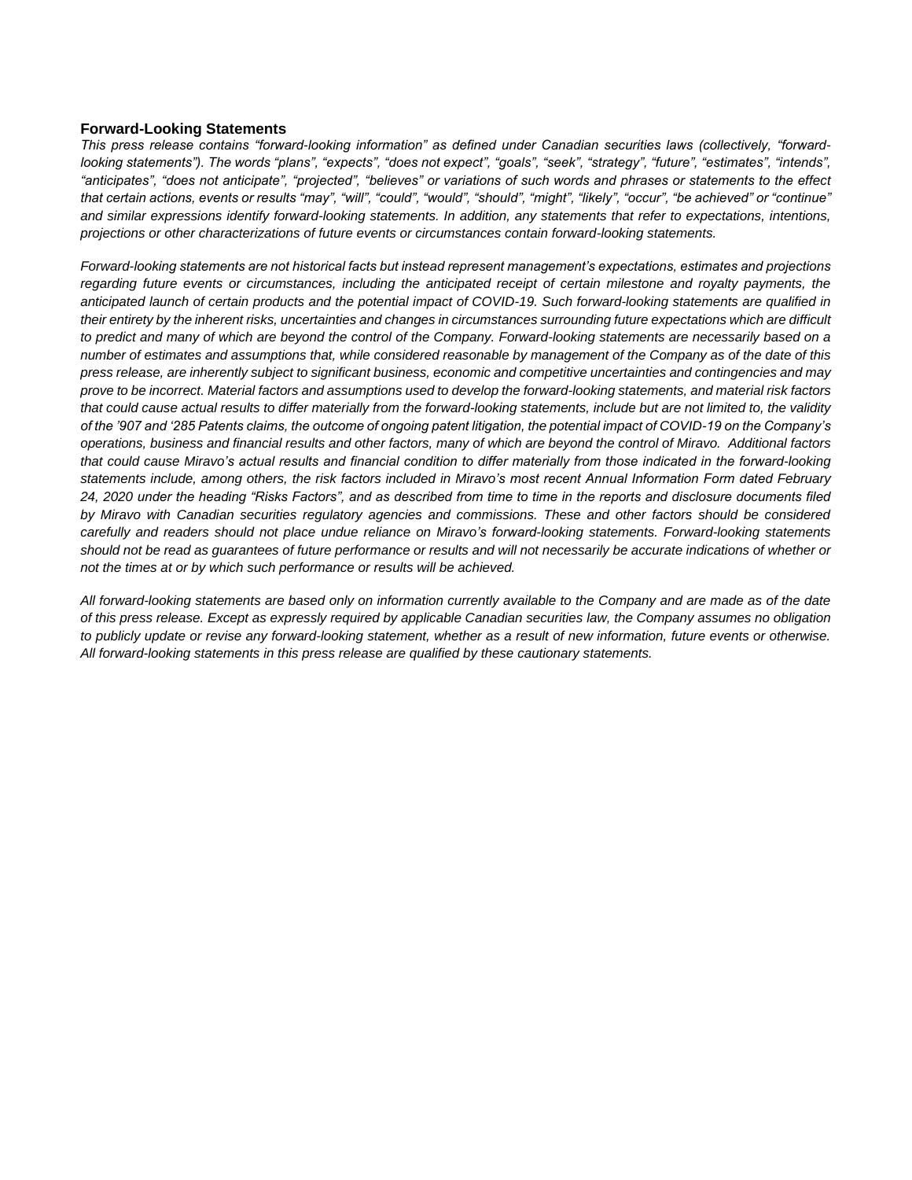**Forward-Looking Statements**

*This press release contains "forward-looking information" as defined under Canadian securities laws (collectively, "forward-looking statements"). The words "plans", "expects", "does not expect", "goals", "seek", "strategy", "future", "estimates", "intends", "anticipates", "does not anticipate", "projected", "believes" or variations of such words and phrases or statements to the effect that certain actions, events or results "may", "will", "could", "would", "should", "might", "likely", "occur", "be achieved" or "continue" and similar expressions identify forward-looking statements. In addition, any statements that refer to expectations, intentions, projections or other characterizations of future events or circumstances contain forward-looking statements.*

*Forward-looking statements are not historical facts but instead represent management's expectations, estimates and projections regarding future events or circumstances, including the anticipated receipt of certain milestone and royalty payments, the anticipated launch of certain products and the potential impact of COVID-19. Such forward-looking statements are qualified in their entirety by the inherent risks, uncertainties and changes in circumstances surrounding future expectations which are difficult to predict and many of which are beyond the control of the Company. Forward-looking statements are necessarily based on a number of estimates and assumptions that, while considered reasonable by management of the Company as of the date of this press release, are inherently subject to significant business, economic and competitive uncertainties and contingencies and may prove to be incorrect. Material factors and assumptions used to develop the forward-looking statements, and material risk factors that could cause actual results to differ materially from the forward-looking statements, include but are not limited to, the validity of the '907 and '285 Patents claims, the outcome of ongoing patent litigation, the potential impact of COVID-19 on the Company's operations, business and financial results and other factors, many of which are beyond the control of Miravo. Additional factors that could cause Miravo's actual results and financial condition to differ materially from those indicated in the forward-looking statements include, among others, the risk factors included in Miravo's most recent Annual Information Form dated February 24, 2020 under the heading "Risks Factors", and as described from time to time in the reports and disclosure documents filed by Miravo with Canadian securities regulatory agencies and commissions. These and other factors should be considered carefully and readers should not place undue reliance on Miravo's forward-looking statements. Forward-looking statements should not be read as guarantees of future performance or results and will not necessarily be accurate indications of whether or not the times at or by which such performance or results will be achieved.*

*All forward-looking statements are based only on information currently available to the Company and are made as of the date of this press release. Except as expressly required by applicable Canadian securities law, the Company assumes no obligation to publicly update or revise any forward-looking statement, whether as a result of new information, future events or otherwise. All forward-looking statements in this press release are qualified by these cautionary statements.*